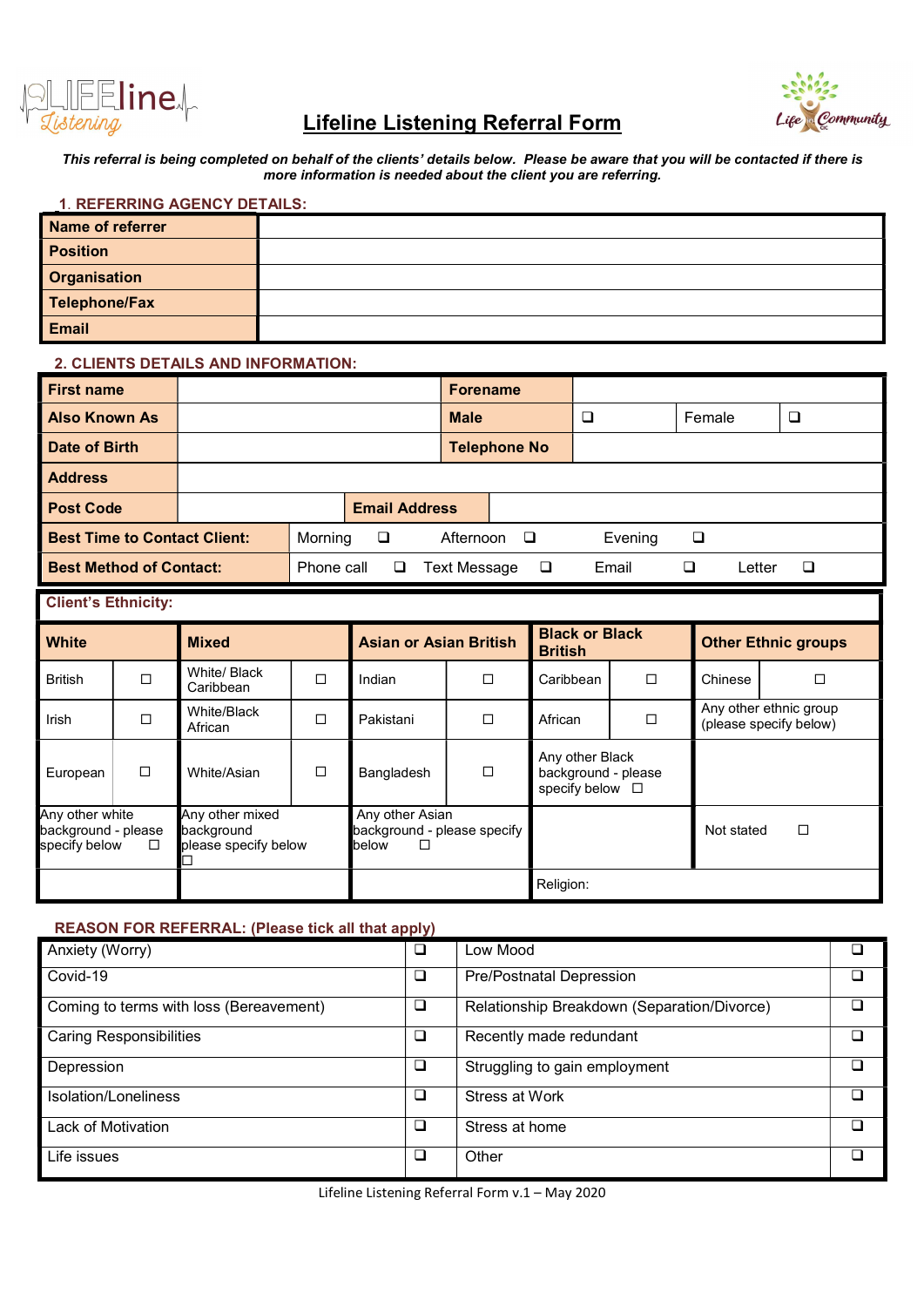# Lifeline Listening Referral Form

***This referral is being completed on behalf of the clients' details below. Please be aware that you will be contacted if there is more information is needed about the client you are referring.***

## 1. REFERRING AGENCY DETAILS:

| | |
|---|---|
| **Name of referrer** | |
| **Position** | |
| **Organisation** | |
| **Telephone/Fax** | |
| **Email** | |

## 2. CLIENTS DETAILS AND INFORMATION:

| | | | | | |
|---|---|---|---|---|---|
| **First name** | | **Forename** | | | |
| **Also Known As** | | **Male** | ❑ | Female | ❑ |
| **Date of Birth** | | **Telephone No** | | | |
| **Address** | | | | | |
| **Post Code** | | **Email Address** | | | |

| | | | | |
|---|---|---|---|---|
| **Best Time to Contact Client:** | Morning ❑ | Afternoon ❑ | Evening ❑ | |
| **Best Method of Contact:** | Phone call ❑ | Text Message ❑ | Email ❑ | Letter ❑ |

**Client's Ethnicity:**

| **White** | | **Mixed** | | **Asian or Asian British** | | **Black or Black British** | | **Other Ethnic groups** | |
|---|---|---|---|---|---|---|---|---|---|
| British | ☐ | White/ Black Caribbean | ☐ | Indian | ☐ | Caribbean | ☐ | Chinese | ☐ |
| Irish | ☐ | White/Black African | ☐ | Pakistani | ☐ | African | ☐ | Any other ethnic group (please specify below) | |
| European | ☐ | White/Asian | ☐ | Bangladesh | ☐ | Any other Black background - please specify below ☐ | | | |
| Any other white background - please specify below ☐ | | Any other mixed background please specify below ☐ | | Any other Asian background - please specify below ☐ | | | | Not stated ☐ | |
| | | | | | | Religion: | | | |

## REASON FOR REFERRAL: (Please tick all that apply)

| | | | |
|---|---|---|---|
| Anxiety (Worry) | ❑ | Low Mood | ❑ |
| Covid-19 | ❑ | Pre/Postnatal Depression | ❑ |
| Coming to terms with loss (Bereavement) | ❑ | Relationship Breakdown (Separation/Divorce) | ❑ |
| Caring Responsibilities | ❑ | Recently made redundant | ❑ |
| Depression | ❑ | Struggling to gain employment | ❑ |
| Isolation/Loneliness | ❑ | Stress at Work | ❑ |
| Lack of Motivation | ❑ | Stress at home | ❑ |
| Life issues | ❑ | Other | ❑ |

Lifeline Listening Referral Form v.1 – May 2020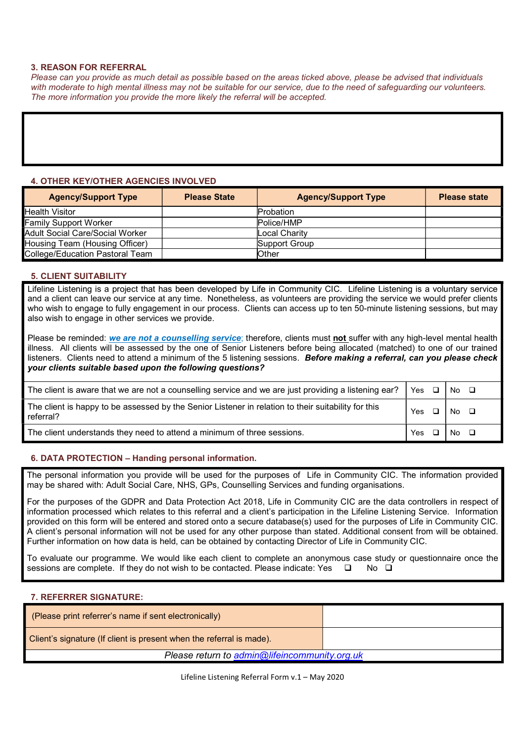### 3. REASON FOR REFERRAL

*Please can you provide as much detail as possible based on the areas ticked above, please be advised that individuals with moderate to high mental illness may not be suitable for our service, due to the need of safeguarding our volunteers. The more information you provide the more likely the referral will be accepted.*

### 4. OTHER KEY/OTHER AGENCIES INVOLVED

| Agency/Support Type | Please State | Agency/Support Type | Please state |
|---|---|---|---|
| Health Visitor | | Probation | |
| Family Support Worker | | Police/HMP | |
| Adult Social Care/Social Worker | | Local Charity | |
| Housing Team (Housing Officer) | | Support Group | |
| College/Education Pastoral Team | | Other | |

### 5. CLIENT SUITABILITY

Lifeline Listening is a project that has been developed by Life in Community CIC. Lifeline Listening is a voluntary service and a client can leave our service at any time. Nonetheless, as volunteers are providing the service we would prefer clients who wish to engage to fully engagement in our process. Clients can access up to ten 50-minute listening sessions, but may also wish to engage in other services we provide.

Please be reminded: ***we are not a counselling service***; therefore, clients must **not** suffer with any high-level mental health illness. All clients will be assessed by the one of Senior Listeners before being allocated (matched) to one of our trained listeners. Clients need to attend a minimum of the 5 listening sessions. ***Before making a referral, can you please check your clients suitable based upon the following questions?***

| | | |
|---|---|---|
| The client is aware that we are not a counselling service and we are just providing a listening ear? | Yes ❑ | No ❑ |
| The client is happy to be assessed by the Senior Listener in relation to their suitability for this referral? | Yes ❑ | No ❑ |
| The client understands they need to attend a minimum of three sessions. | Yes ❑ | No ❑ |

### 6. DATA PROTECTION – Handing personal information.

The personal information you provide will be used for the purposes of Life in Community CIC. The information provided may be shared with: Adult Social Care, NHS, GPs, Counselling Services and funding organisations.

For the purposes of the GDPR and Data Protection Act 2018, Life in Community CIC are the data controllers in respect of information processed which relates to this referral and a client's participation in the Lifeline Listening Service. Information provided on this form will be entered and stored onto a secure database(s) used for the purposes of Life in Community CIC. A client's personal information will not be used for any other purpose than stated. Additional consent from will be obtained. Further information on how data is held, can be obtained by contacting Director of Life in Community CIC.

To evaluate our programme. We would like each client to complete an anonymous case study or questionnaire once the sessions are complete. If they do not wish to be contacted. Please indicate: Yes ❑ No ❑

### 7. REFERRER SIGNATURE:

| | |
|---|---|
| (Please print referrer's name if sent electronically) | |
| Client's signature (If client is present when the referral is made). | |

*Please return to admin@lifeincommunity.org.uk*

Lifeline Listening Referral Form v.1 – May 2020